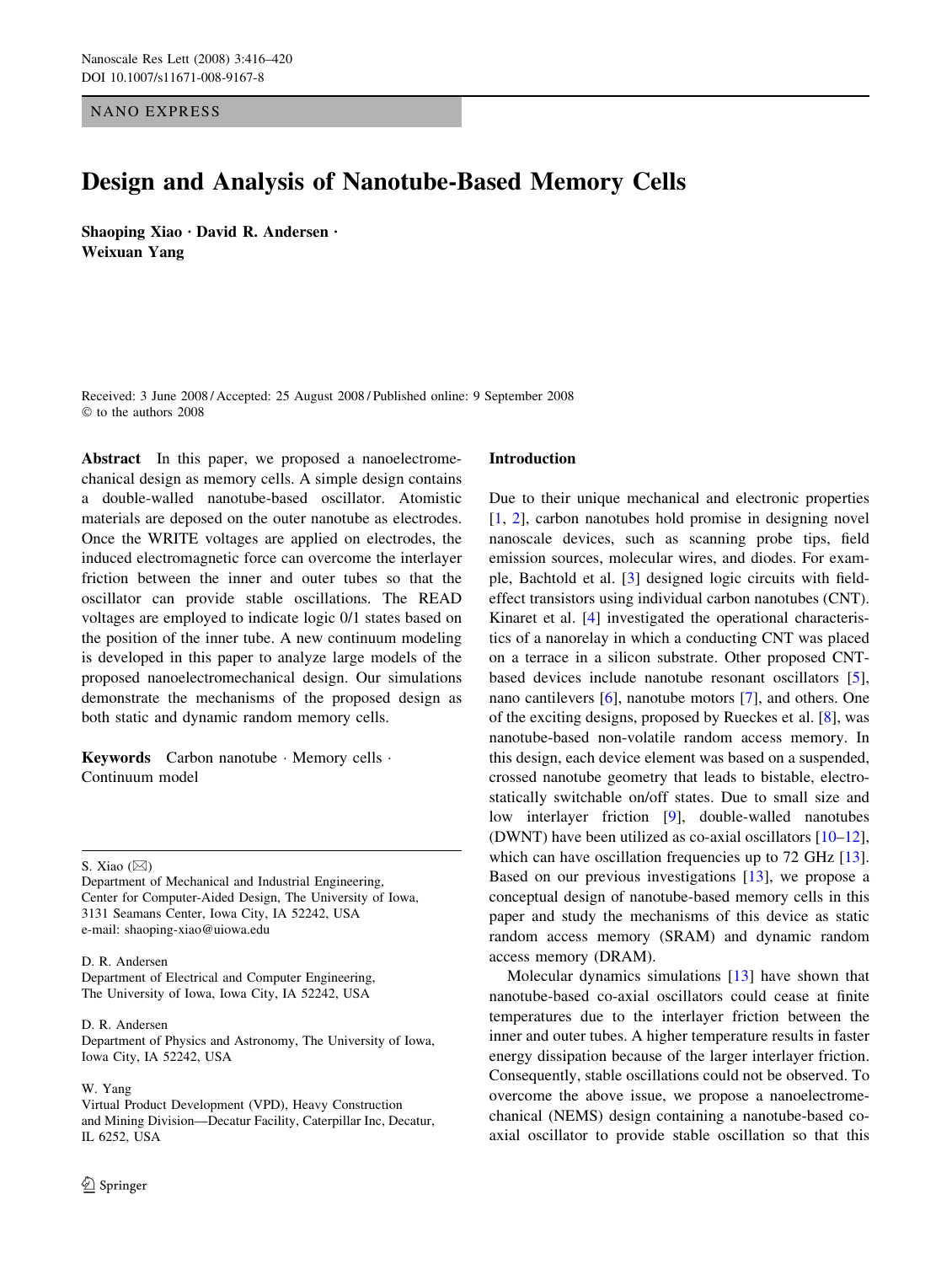NANO EXPRESS

# Design and Analysis of Nanotube-Based Memory Cells

**Shaoping Xiao · David R. Andersen · Weixuan Yang**

Received: 3 June 2008 / Accepted: 25 August 2008 / Published online: 9 September 2008
© to the authors 2008

**Abstract** In this paper, we proposed a nanoelectromechanical design as memory cells. A simple design contains a double-walled nanotube-based oscillator. Atomistic materials are deposed on the outer nanotube as electrodes. Once the WRITE voltages are applied on electrodes, the induced electromagnetic force can overcome the interlayer friction between the inner and outer tubes so that the oscillator can provide stable oscillations. The READ voltages are employed to indicate logic 0/1 states based on the position of the inner tube. A new continuum modeling is developed in this paper to analyze large models of the proposed nanoelectromechanical design. Our simulations demonstrate the mechanisms of the proposed design as both static and dynamic random memory cells.

**Keywords** Carbon nanotube · Memory cells · Continuum model

S. Xiao (✉)
Department of Mechanical and Industrial Engineering, Center for Computer-Aided Design, The University of Iowa, 3131 Seamans Center, Iowa City, IA 52242, USA
e-mail: shaoping-xiao@uiowa.edu

D. R. Andersen
Department of Electrical and Computer Engineering, The University of Iowa, Iowa City, IA 52242, USA

D. R. Andersen
Department of Physics and Astronomy, The University of Iowa, Iowa City, IA 52242, USA

W. Yang
Virtual Product Development (VPD), Heavy Construction and Mining Division—Decatur Facility, Caterpillar Inc, Decatur, IL 6252, USA

## Introduction

Due to their unique mechanical and electronic properties [1, 2], carbon nanotubes hold promise in designing novel nanoscale devices, such as scanning probe tips, field emission sources, molecular wires, and diodes. For example, Bachtold et al. [3] designed logic circuits with field-effect transistors using individual carbon nanotubes (CNT). Kinaret et al. [4] investigated the operational characteristics of a nanorelay in which a conducting CNT was placed on a terrace in a silicon substrate. Other proposed CNT-based devices include nanotube resonant oscillators [5], nano cantilevers [6], nanotube motors [7], and others. One of the exciting designs, proposed by Rueckes et al. [8], was nanotube-based non-volatile random access memory. In this design, each device element was based on a suspended, crossed nanotube geometry that leads to bistable, electrostatically switchable on/off states. Due to small size and low interlayer friction [9], double-walled nanotubes (DWNT) have been utilized as co-axial oscillators [10–12], which can have oscillation frequencies up to 72 GHz [13]. Based on our previous investigations [13], we propose a conceptual design of nanotube-based memory cells in this paper and study the mechanisms of this device as static random access memory (SRAM) and dynamic random access memory (DRAM).

Molecular dynamics simulations [13] have shown that nanotube-based co-axial oscillators could cease at finite temperatures due to the interlayer friction between the inner and outer tubes. A higher temperature results in faster energy dissipation because of the larger interlayer friction. Consequently, stable oscillations could not be observed. To overcome the above issue, we propose a nanoelectromechanical (NEMS) design containing a nanotube-based co-axial oscillator to provide stable oscillation so that this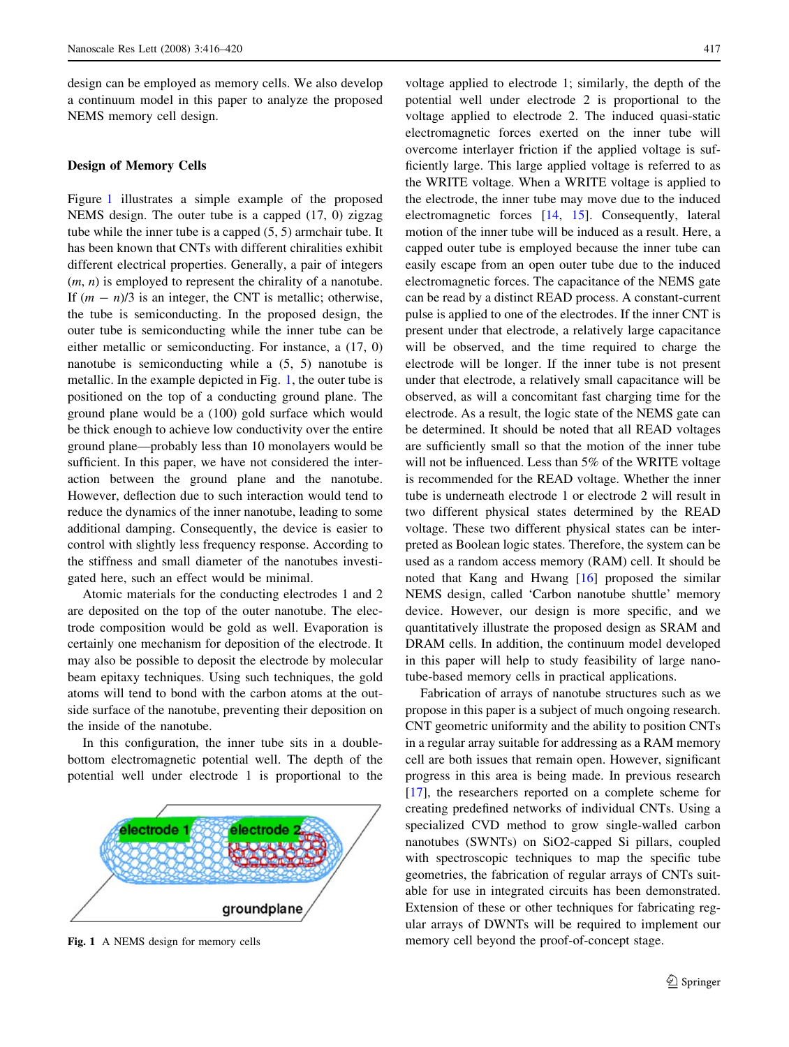design can be employed as memory cells. We also develop a continuum model in this paper to analyze the proposed NEMS memory cell design.

## Design of Memory Cells

Figure 1 illustrates a simple example of the proposed NEMS design. The outer tube is a capped (17, 0) zigzag tube while the inner tube is a capped (5, 5) armchair tube. It has been known that CNTs with different chiralities exhibit different electrical properties. Generally, a pair of integers $(m, n)$ is employed to represent the chirality of a nanotube. If $(m - n)/3$ is an integer, the CNT is metallic; otherwise, the tube is semiconducting. In the proposed design, the outer tube is semiconducting while the inner tube can be either metallic or semiconducting. For instance, a (17, 0) nanotube is semiconducting while a (5, 5) nanotube is metallic. In the example depicted in Fig. 1, the outer tube is positioned on the top of a conducting ground plane. The ground plane would be a (100) gold surface which would be thick enough to achieve low conductivity over the entire ground plane—probably less than 10 monolayers would be sufficient. In this paper, we have not considered the interaction between the ground plane and the nanotube. However, deflection due to such interaction would tend to reduce the dynamics of the inner nanotube, leading to some additional damping. Consequently, the device is easier to control with slightly less frequency response. According to the stiffness and small diameter of the nanotubes investigated here, such an effect would be minimal.

Atomic materials for the conducting electrodes 1 and 2 are deposited on the top of the outer nanotube. The electrode composition would be gold as well. Evaporation is certainly one mechanism for deposition of the electrode. It may also be possible to deposit the electrode by molecular beam epitaxy techniques. Using such techniques, the gold atoms will tend to bond with the carbon atoms at the outside surface of the nanotube, preventing their deposition on the inside of the nanotube.

In this configuration, the inner tube sits in a double-bottom electromagnetic potential well. The depth of the potential well under electrode 1 is proportional to the voltage applied to electrode 1; similarly, the depth of the potential well under electrode 2 is proportional to the voltage applied to electrode 2. The induced quasi-static electromagnetic forces exerted on the inner tube will overcome interlayer friction if the applied voltage is sufficiently large. This large applied voltage is referred to as the WRITE voltage. When a WRITE voltage is applied to the electrode, the inner tube may move due to the induced electromagnetic forces [14, 15]. Consequently, lateral motion of the inner tube will be induced as a result. Here, a capped outer tube is employed because the inner tube can easily escape from an open outer tube due to the induced electromagnetic forces. The capacitance of the NEMS gate can be read by a distinct READ process. A constant-current pulse is applied to one of the electrodes. If the inner CNT is present under that electrode, a relatively large capacitance will be observed, and the time required to charge the electrode will be longer. If the inner tube is not present under that electrode, a relatively small capacitance will be observed, as will a concomitant fast charging time for the electrode. As a result, the logic state of the NEMS gate can be determined. It should be noted that all READ voltages are sufficiently small so that the motion of the inner tube will not be influenced. Less than 5% of the WRITE voltage is recommended for the READ voltage. Whether the inner tube is underneath electrode 1 or electrode 2 will result in two different physical states determined by the READ voltage. These two different physical states can be interpreted as Boolean logic states. Therefore, the system can be used as a random access memory (RAM) cell. It should be noted that Kang and Hwang [16] proposed the similar NEMS design, called 'Carbon nanotube shuttle' memory device. However, our design is more specific, and we quantitatively illustrate the proposed design as SRAM and DRAM cells. In addition, the continuum model developed in this paper will help to study feasibility of large nanotube-based memory cells in practical applications.

Fabrication of arrays of nanotube structures such as we propose in this paper is a subject of much ongoing research. CNT geometric uniformity and the ability to position CNTs in a regular array suitable for addressing as a RAM memory cell are both issues that remain open. However, significant progress in this area is being made. In previous research [17], the researchers reported on a complete scheme for creating predefined networks of individual CNTs. Using a specialized CVD method to grow single-walled carbon nanotubes (SWNTs) on $SiO_2$-capped Si pillars, coupled with spectroscopic techniques to map the specific tube geometries, the fabrication of regular arrays of CNTs suitable for use in integrated circuits has been demonstrated. Extension of these or other techniques for fabricating regular arrays of DWNTs will be required to implement our memory cell beyond the proof-of-concept stage.

Fig. 1 A NEMS design for memory cells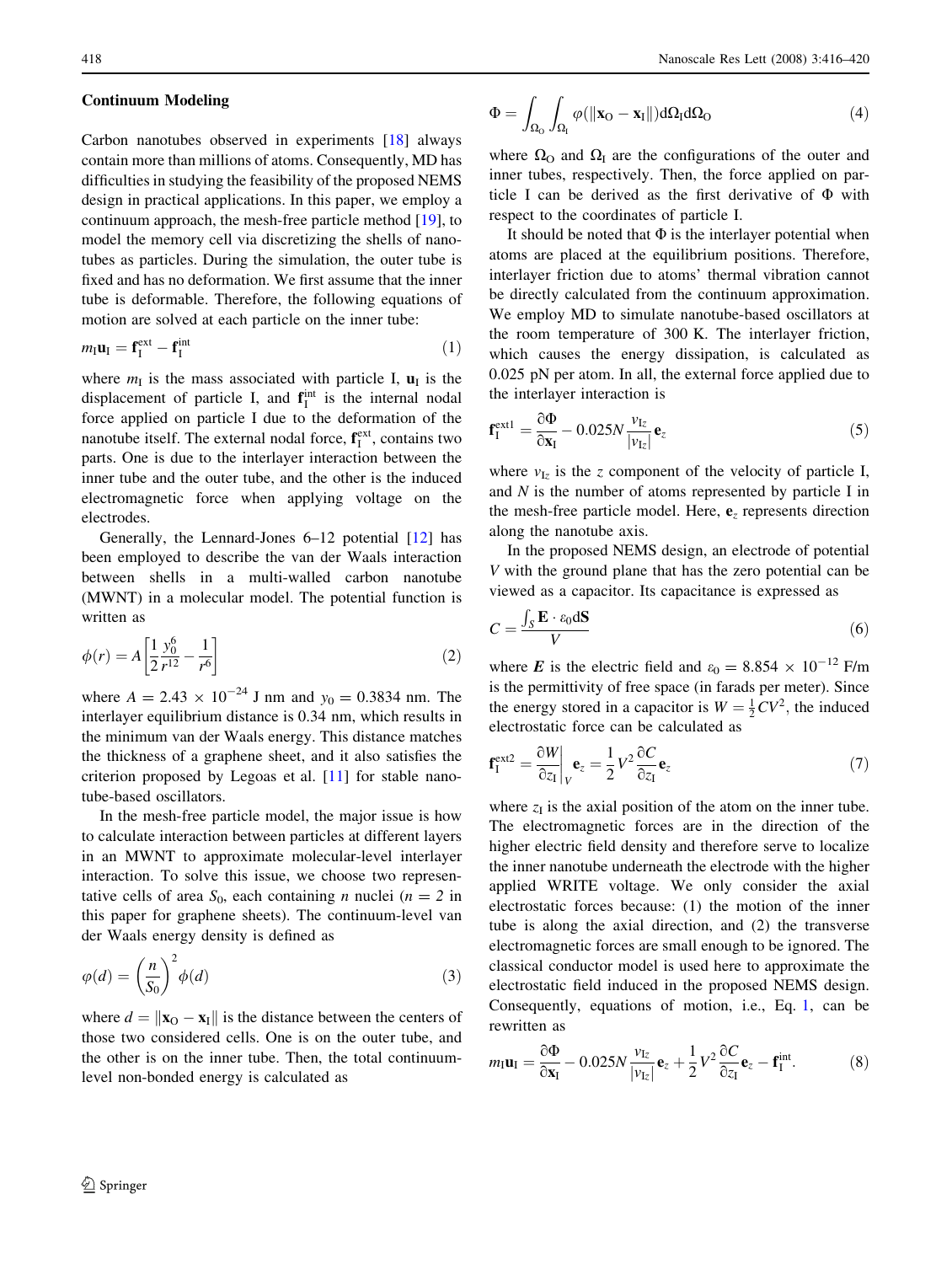## Continuum Modeling

Carbon nanotubes observed in experiments [18] always contain more than millions of atoms. Consequently, MD has difficulties in studying the feasibility of the proposed NEMS design in practical applications. In this paper, we employ a continuum approach, the mesh-free particle method [19], to model the memory cell via discretizing the shells of nanotubes as particles. During the simulation, the outer tube is fixed and has no deformation. We first assume that the inner tube is deformable. Therefore, the following equations of motion are solved at each particle on the inner tube:

$$m_{\mathrm{I}}\mathbf{u}_{\mathrm{I}} = \mathbf{f}_{\mathrm{I}}^{\mathrm{ext}} - \mathbf{f}_{\mathrm{I}}^{\mathrm{int}} \tag{1}$$

where $m_{\mathrm{I}}$ is the mass associated with particle I, $\mathbf{u}_{\mathrm{I}}$ is the displacement of particle I, and $\mathbf{f}_{\mathrm{I}}^{\mathrm{int}}$ is the internal nodal force applied on particle I due to the deformation of the nanotube itself. The external nodal force, $\mathbf{f}_{\mathrm{I}}^{\mathrm{ext}}$, contains two parts. One is due to the interlayer interaction between the inner tube and the outer tube, and the other is the induced electromagnetic force when applying voltage on the electrodes.

Generally, the Lennard-Jones 6–12 potential [12] has been employed to describe the van der Waals interaction between shells in a multi-walled carbon nanotube (MWNT) in a molecular model. The potential function is written as

$$\phi(r) = A\left[\frac{1}{2}\frac{y_0^6}{r^{12}} - \frac{1}{r^6}\right] \tag{2}$$

where $A = 2.43 \times 10^{-24}$ J nm and $y_0 = 0.3834$ nm. The interlayer equilibrium distance is 0.34 nm, which results in the minimum van der Waals energy. This distance matches the thickness of a graphene sheet, and it also satisfies the criterion proposed by Legoas et al. [11] for stable nanotube-based oscillators.

In the mesh-free particle model, the major issue is how to calculate interaction between particles at different layers in an MWNT to approximate molecular-level interlayer interaction. To solve this issue, we choose two representative cells of area $S_0$, each containing $n$ nuclei ($n = 2$ in this paper for graphene sheets). The continuum-level van der Waals energy density is defined as

$$\varphi(d) = \left(\frac{n}{S_0}\right)^2 \phi(d) \tag{3}$$

where $d = \|\mathbf{x}_{\mathrm{O}} - \mathbf{x}_{\mathrm{I}}\|$ is the distance between the centers of those two considered cells. One is on the outer tube, and the other is on the inner tube. Then, the total continuum-level non-bonded energy is calculated as

$$\Phi = \int_{\Omega_{\mathrm{O}}}\int_{\Omega_{\mathrm{I}}} \varphi(\|\mathbf{x}_{\mathrm{O}} - \mathbf{x}_{\mathrm{I}}\|)\mathrm{d}\Omega_{\mathrm{I}}\mathrm{d}\Omega_{\mathrm{O}} \tag{4}$$

where $\Omega_{\mathrm{O}}$ and $\Omega_{\mathrm{I}}$ are the configurations of the outer and inner tubes, respectively. Then, the force applied on particle I can be derived as the first derivative of $\Phi$ with respect to the coordinates of particle I.

It should be noted that $\Phi$ is the interlayer potential when atoms are placed at the equilibrium positions. Therefore, interlayer friction due to atoms' thermal vibration cannot be directly calculated from the continuum approximation. We employ MD to simulate nanotube-based oscillators at the room temperature of 300 K. The interlayer friction, which causes the energy dissipation, is calculated as 0.025 pN per atom. In all, the external force applied due to the interlayer interaction is

$$\mathbf{f}_{\mathrm{I}}^{\mathrm{ext1}} = \frac{\partial \Phi}{\partial \mathbf{x}_{\mathrm{I}}} - 0.025N\frac{v_{\mathrm{I}z}}{|v_{\mathrm{I}z}|}\mathbf{e}_z \tag{5}$$

where $v_{\mathrm{I}z}$ is the $z$ component of the velocity of particle I, and $N$ is the number of atoms represented by particle I in the mesh-free particle model. Here, $\mathbf{e}_z$ represents direction along the nanotube axis.

In the proposed NEMS design, an electrode of potential $V$ with the ground plane that has the zero potential can be viewed as a capacitor. Its capacitance is expressed as

$$C = \frac{\int_S \mathbf{E}\cdot\varepsilon_0 \mathrm{d}\mathbf{S}}{V} \tag{6}$$

where $\boldsymbol{E}$ is the electric field and $\varepsilon_0 = 8.854 \times 10^{-12}$ F/m is the permittivity of free space (in farads per meter). Since the energy stored in a capacitor is $W = \frac{1}{2}CV^2$, the induced electrostatic force can be calculated as

$$\mathbf{f}_{\mathrm{I}}^{\mathrm{ext2}} = \left.\frac{\partial W}{\partial z_{\mathrm{I}}}\right|_V \mathbf{e}_z = \frac{1}{2}V^2\frac{\partial C}{\partial z_{\mathrm{I}}}\mathbf{e}_z \tag{7}$$

where $z_{\mathrm{I}}$ is the axial position of the atom on the inner tube. The electromagnetic forces are in the direction of the higher electric field density and therefore serve to localize the inner nanotube underneath the electrode with the higher applied WRITE voltage. We only consider the axial electrostatic forces because: (1) the motion of the inner tube is along the axial direction, and (2) the transverse electromagnetic forces are small enough to be ignored. The classical conductor model is used here to approximate the electrostatic field induced in the proposed NEMS design. Consequently, equations of motion, i.e., Eq. 1, can be rewritten as

$$m_{\mathrm{I}}\mathbf{u}_{\mathrm{I}} = \frac{\partial \Phi}{\partial \mathbf{x}_{\mathrm{I}}} - 0.025N\frac{v_{\mathrm{I}z}}{|v_{\mathrm{I}z}|}\mathbf{e}_z + \frac{1}{2}V^2\frac{\partial C}{\partial z_{\mathrm{I}}}\mathbf{e}_z - \mathbf{f}_{\mathrm{I}}^{\mathrm{int}}. \tag{8}$$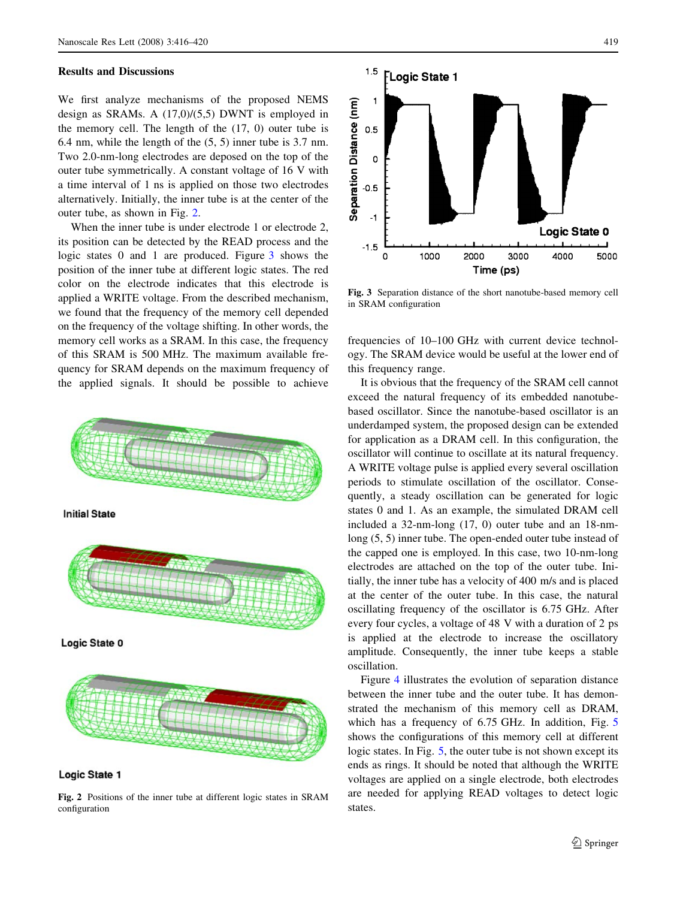## Results and Discussions

We first analyze mechanisms of the proposed NEMS design as SRAMs. A (17,0)/(5,5) DWNT is employed in the memory cell. The length of the (17, 0) outer tube is 6.4 nm, while the length of the (5, 5) inner tube is 3.7 nm. Two 2.0-nm-long electrodes are deposed on the top of the outer tube symmetrically. A constant voltage of 16 V with a time interval of 1 ns is applied on those two electrodes alternatively. Initially, the inner tube is at the center of the outer tube, as shown in Fig. 2.

When the inner tube is under electrode 1 or electrode 2, its position can be detected by the READ process and the logic states 0 and 1 are produced. Figure 3 shows the position of the inner tube at different logic states. The red color on the electrode indicates that this electrode is applied a WRITE voltage. From the described mechanism, we found that the frequency of the memory cell depended on the frequency of the voltage shifting. In other words, the memory cell works as a SRAM. In this case, the frequency of this SRAM is 500 MHz. The maximum available frequency for SRAM depends on the maximum frequency of the applied signals. It should be possible to achieve frequencies of 10–100 GHz with current device technology. The SRAM device would be useful at the lower end of this frequency range.

Fig. 2 Positions of the inner tube at different logic states in SRAM configuration

Fig. 3 Separation distance of the short nanotube-based memory cell in SRAM configuration

It is obvious that the frequency of the SRAM cell cannot exceed the natural frequency of its embedded nanotube-based oscillator. Since the nanotube-based oscillator is an underdamped system, the proposed design can be extended for application as a DRAM cell. In this configuration, the oscillator will continue to oscillate at its natural frequency. A WRITE voltage pulse is applied every several oscillation periods to stimulate oscillation of the oscillator. Consequently, a steady oscillation can be generated for logic states 0 and 1. As an example, the simulated DRAM cell included a 32-nm-long (17, 0) outer tube and an 18-nm-long (5, 5) inner tube. The open-ended outer tube instead of the capped one is employed. In this case, two 10-nm-long electrodes are attached on the top of the outer tube. Initially, the inner tube has a velocity of 400 m/s and is placed at the center of the outer tube. In this case, the natural oscillating frequency of the oscillator is 6.75 GHz. After every four cycles, a voltage of 48 V with a duration of 2 ps is applied at the electrode to increase the oscillatory amplitude. Consequently, the inner tube keeps a stable oscillation.

Figure 4 illustrates the evolution of separation distance between the inner tube and the outer tube. It has demonstrated the mechanism of this memory cell as DRAM, which has a frequency of 6.75 GHz. In addition, Fig. 5 shows the configurations of this memory cell at different logic states. In Fig. 5, the outer tube is not shown except its ends as rings. It should be noted that although the WRITE voltages are applied on a single electrode, both electrodes are needed for applying READ voltages to detect logic states.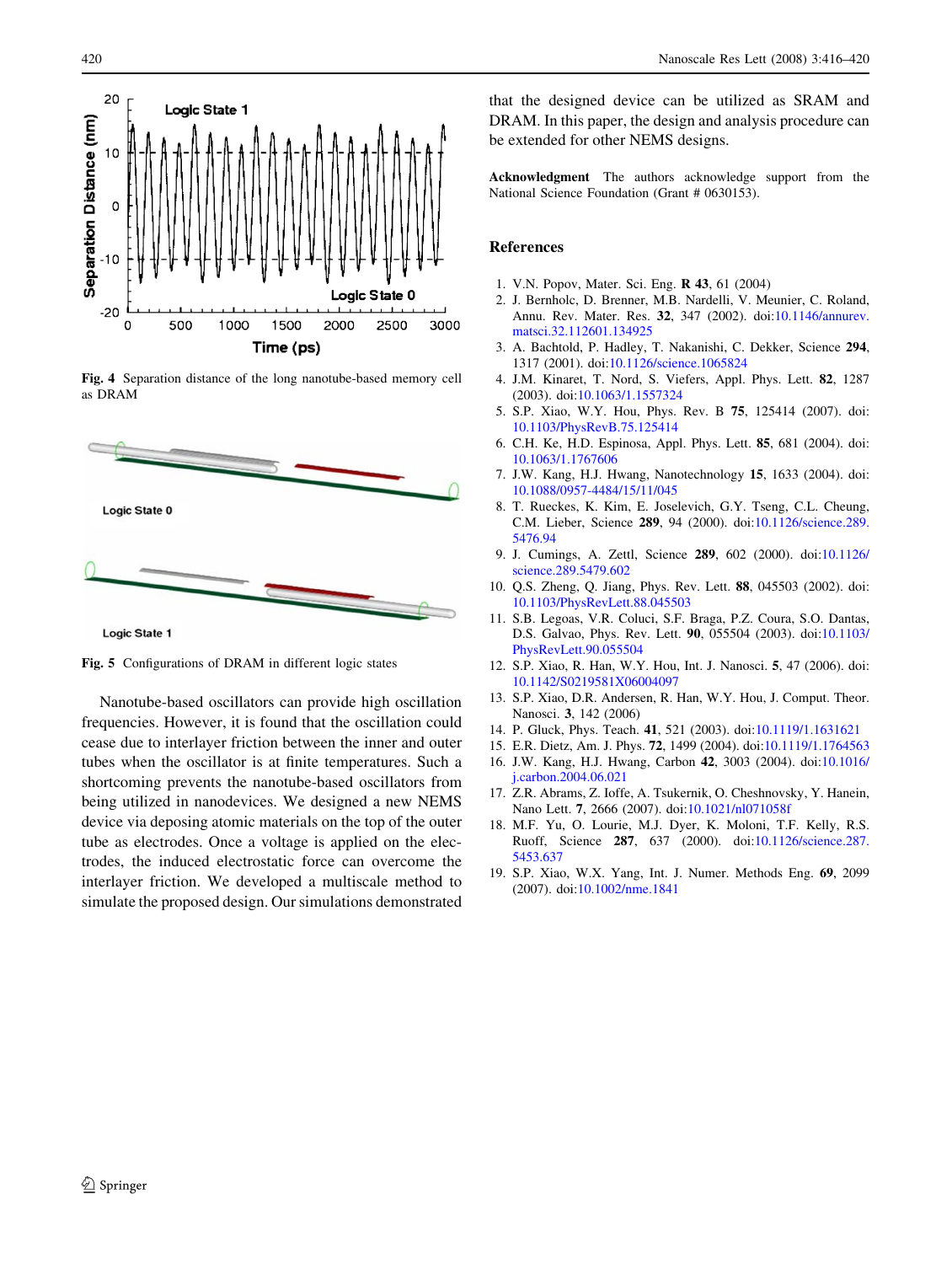Logic State 1

Logic State 0

Separation Distance (nm)

20

10

0

-10

-20

0 500 1000 1500 2000 2500 3000

Time (ps)

**Fig. 4** Separation distance of the long nanotube-based memory cell as DRAM

Logic State 0

Logic State 1

**Fig. 5** Configurations of DRAM in different logic states

Nanotube-based oscillators can provide high oscillation frequencies. However, it is found that the oscillation could cease due to interlayer friction between the inner and outer tubes when the oscillator is at finite temperatures. Such a shortcoming prevents the nanotube-based oscillators from being utilized in nanodevices. We designed a new NEMS device via deposing atomic materials on the top of the outer tube as electrodes. Once a voltage is applied on the electrodes, the induced electrostatic force can overcome the interlayer friction. We developed a multiscale method to simulate the proposed design. Our simulations demonstrated that the designed device can be utilized as SRAM and DRAM. In this paper, the design and analysis procedure can be extended for other NEMS designs.

**Acknowledgment** The authors acknowledge support from the National Science Foundation (Grant # 0630153).

## References

1. V.N. Popov, Mater. Sci. Eng. **R 43**, 61 (2004)
2. J. Bernholc, D. Brenner, M.B. Nardelli, V. Meunier, C. Roland, Annu. Rev. Mater. Res. **32**, 347 (2002). doi:10.1146/annurev.matsci.32.112601.134925
3. A. Bachtold, P. Hadley, T. Nakanishi, C. Dekker, Science **294**, 1317 (2001). doi:10.1126/science.1065824
4. J.M. Kinaret, T. Nord, S. Viefers, Appl. Phys. Lett. **82**, 1287 (2003). doi:10.1063/1.1557324
5. S.P. Xiao, W.Y. Hou, Phys. Rev. B **75**, 125414 (2007). doi:10.1103/PhysRevB.75.125414
6. C.H. Ke, H.D. Espinosa, Appl. Phys. Lett. **85**, 681 (2004). doi:10.1063/1.1767606
7. J.W. Kang, H.J. Hwang, Nanotechnology **15**, 1633 (2004). doi:10.1088/0957-4484/15/11/045
8. T. Rueckes, K. Kim, E. Joselevich, G.Y. Tseng, C.L. Cheung, C.M. Lieber, Science **289**, 94 (2000). doi:10.1126/science.289.5476.94
9. J. Cumings, A. Zettl, Science **289**, 602 (2000). doi:10.1126/science.289.5479.602
10. Q.S. Zheng, Q. Jiang, Phys. Rev. Lett. **88**, 045503 (2002). doi:10.1103/PhysRevLett.88.045503
11. S.B. Legoas, V.R. Coluci, S.F. Braga, P.Z. Coura, S.O. Dantas, D.S. Galvao, Phys. Rev. Lett. **90**, 055504 (2003). doi:10.1103/PhysRevLett.90.055504
12. S.P. Xiao, R. Han, W.Y. Hou, Int. J. Nanosci. **5**, 47 (2006). doi:10.1142/S0219581X06004097
13. S.P. Xiao, D.R. Andersen, R. Han, W.Y. Hou, J. Comput. Theor. Nanosci. **3**, 142 (2006)
14. P. Gluck, Phys. Teach. **41**, 521 (2003). doi:10.1119/1.1631621
15. E.R. Dietz, Am. J. Phys. **72**, 1499 (2004). doi:10.1119/1.1764563
16. J.W. Kang, H.J. Hwang, Carbon **42**, 3003 (2004). doi:10.1016/j.carbon.2004.06.021
17. Z.R. Abrams, Z. Ioffe, A. Tsukernik, O. Cheshnovsky, Y. Hanein, Nano Lett. **7**, 2666 (2007). doi:10.1021/nl071058f
18. M.F. Yu, O. Lourie, M.J. Dyer, K. Moloni, T.F. Kelly, R.S. Ruoff, Science **287**, 637 (2000). doi:10.1126/science.287.5453.637
19. S.P. Xiao, W.X. Yang, Int. J. Numer. Methods Eng. **69**, 2099 (2007). doi:10.1002/nme.1841